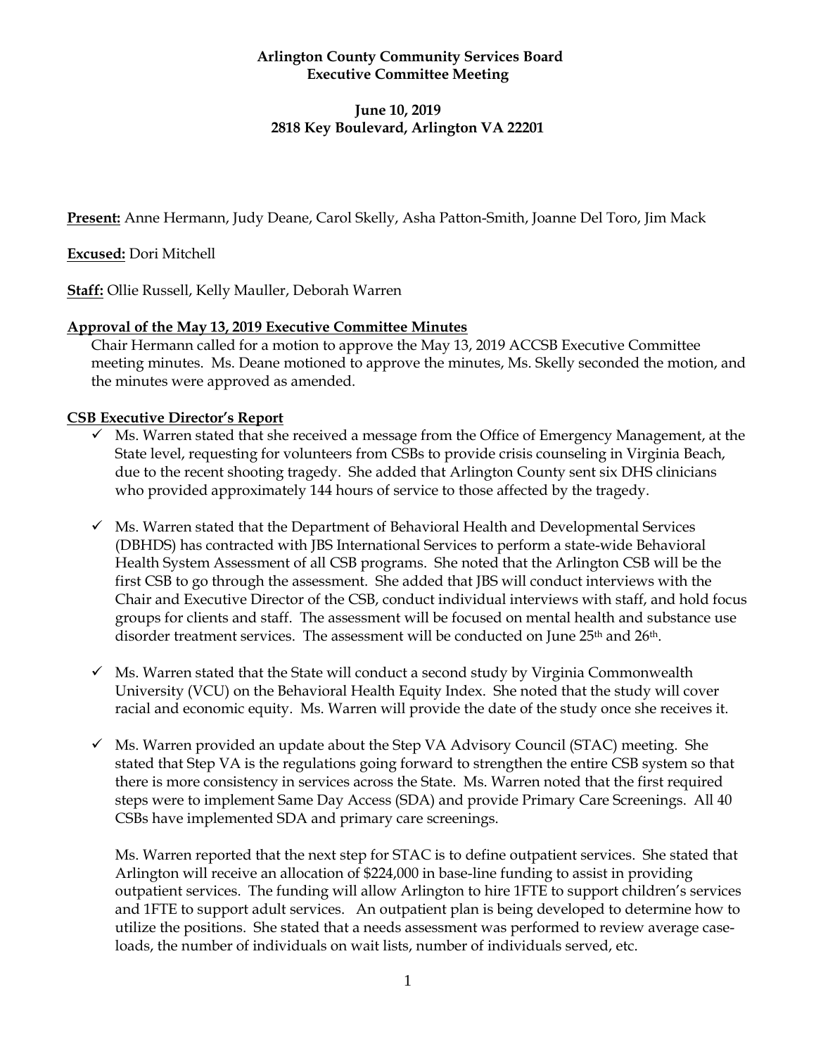**Arlington County Community Services Board**
**Executive Committee Meeting**

**June 10, 2019**
**2818 Key Boulevard, Arlington VA 22201**

**Present:** Anne Hermann, Judy Deane, Carol Skelly, Asha Patton-Smith, Joanne Del Toro, Jim Mack

**Excused:** Dori Mitchell

**Staff:** Ollie Russell, Kelly Mauller, Deborah Warren

**Approval of the May 13, 2019 Executive Committee Minutes**

Chair Hermann called for a motion to approve the May 13, 2019 ACCSB Executive Committee meeting minutes. Ms. Deane motioned to approve the minutes, Ms. Skelly seconded the motion, and the minutes were approved as amended.

**CSB Executive Director's Report**

- ✓ Ms. Warren stated that she received a message from the Office of Emergency Management, at the State level, requesting for volunteers from CSBs to provide crisis counseling in Virginia Beach, due to the recent shooting tragedy. She added that Arlington County sent six DHS clinicians who provided approximately 144 hours of service to those affected by the tragedy.

- ✓ Ms. Warren stated that the Department of Behavioral Health and Developmental Services (DBHDS) has contracted with JBS International Services to perform a state-wide Behavioral Health System Assessment of all CSB programs. She noted that the Arlington CSB will be the first CSB to go through the assessment. She added that JBS will conduct interviews with the Chair and Executive Director of the CSB, conduct individual interviews with staff, and hold focus groups for clients and staff. The assessment will be focused on mental health and substance use disorder treatment services. The assessment will be conducted on June 25th and 26th.

- ✓ Ms. Warren stated that the State will conduct a second study by Virginia Commonwealth University (VCU) on the Behavioral Health Equity Index. She noted that the study will cover racial and economic equity. Ms. Warren will provide the date of the study once she receives it.

- ✓ Ms. Warren provided an update about the Step VA Advisory Council (STAC) meeting. She stated that Step VA is the regulations going forward to strengthen the entire CSB system so that there is more consistency in services across the State. Ms. Warren noted that the first required steps were to implement Same Day Access (SDA) and provide Primary Care Screenings. All 40 CSBs have implemented SDA and primary care screenings.

  Ms. Warren reported that the next step for STAC is to define outpatient services. She stated that Arlington will receive an allocation of $224,000 in base-line funding to assist in providing outpatient services. The funding will allow Arlington to hire 1FTE to support children's services and 1FTE to support adult services. An outpatient plan is being developed to determine how to utilize the positions. She stated that a needs assessment was performed to review average case-loads, the number of individuals on wait lists, number of individuals served, etc.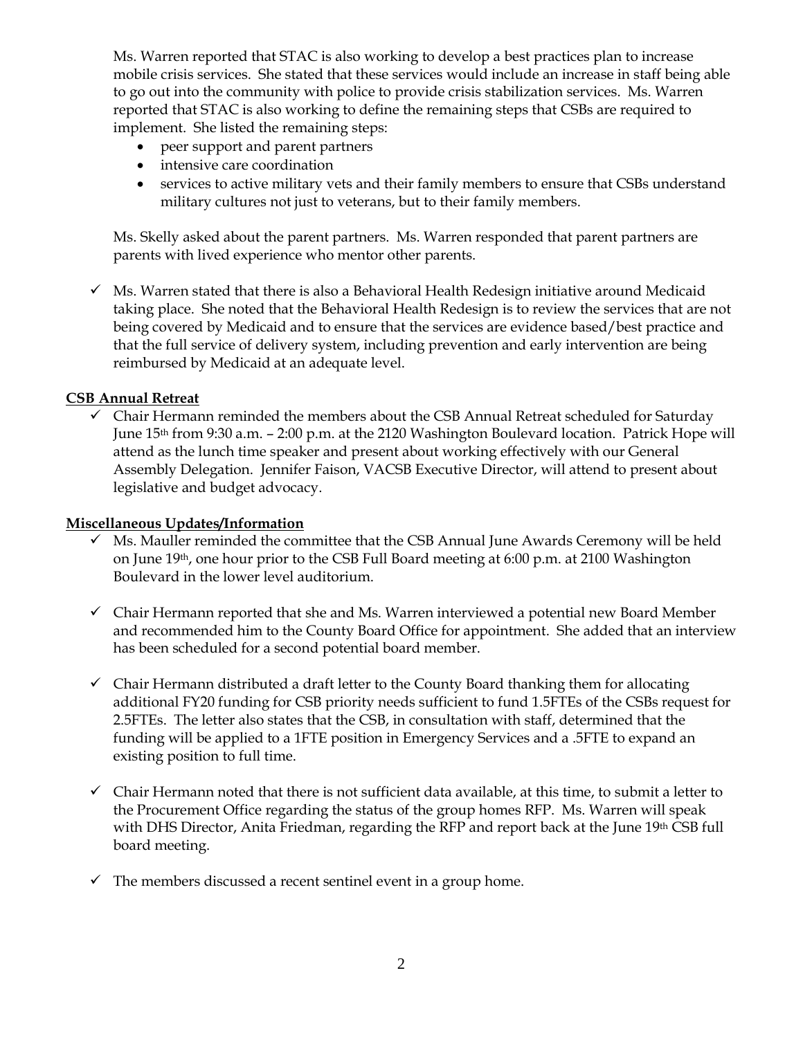Ms. Warren reported that STAC is also working to develop a best practices plan to increase mobile crisis services. She stated that these services would include an increase in staff being able to go out into the community with police to provide crisis stabilization services. Ms. Warren reported that STAC is also working to define the remaining steps that CSBs are required to implement. She listed the remaining steps:

- peer support and parent partners
- intensive care coordination
- services to active military vets and their family members to ensure that CSBs understand military cultures not just to veterans, but to their family members.

Ms. Skelly asked about the parent partners. Ms. Warren responded that parent partners are parents with lived experience who mentor other parents.

- ✓ Ms. Warren stated that there is also a Behavioral Health Redesign initiative around Medicaid taking place. She noted that the Behavioral Health Redesign is to review the services that are not being covered by Medicaid and to ensure that the services are evidence based/best practice and that the full service of delivery system, including prevention and early intervention are being reimbursed by Medicaid at an adequate level.

**CSB Annual Retreat**

- ✓ Chair Hermann reminded the members about the CSB Annual Retreat scheduled for Saturday June 15th from 9:30 a.m. – 2:00 p.m. at the 2120 Washington Boulevard location. Patrick Hope will attend as the lunch time speaker and present about working effectively with our General Assembly Delegation. Jennifer Faison, VACSB Executive Director, will attend to present about legislative and budget advocacy.

**Miscellaneous Updates/Information**

- ✓ Ms. Mauller reminded the committee that the CSB Annual June Awards Ceremony will be held on June 19th, one hour prior to the CSB Full Board meeting at 6:00 p.m. at 2100 Washington Boulevard in the lower level auditorium.

- ✓ Chair Hermann reported that she and Ms. Warren interviewed a potential new Board Member and recommended him to the County Board Office for appointment. She added that an interview has been scheduled for a second potential board member.

- ✓ Chair Hermann distributed a draft letter to the County Board thanking them for allocating additional FY20 funding for CSB priority needs sufficient to fund 1.5FTEs of the CSBs request for 2.5FTEs. The letter also states that the CSB, in consultation with staff, determined that the funding will be applied to a 1FTE position in Emergency Services and a .5FTE to expand an existing position to full time.

- ✓ Chair Hermann noted that there is not sufficient data available, at this time, to submit a letter to the Procurement Office regarding the status of the group homes RFP. Ms. Warren will speak with DHS Director, Anita Friedman, regarding the RFP and report back at the June 19th CSB full board meeting.

- ✓ The members discussed a recent sentinel event in a group home.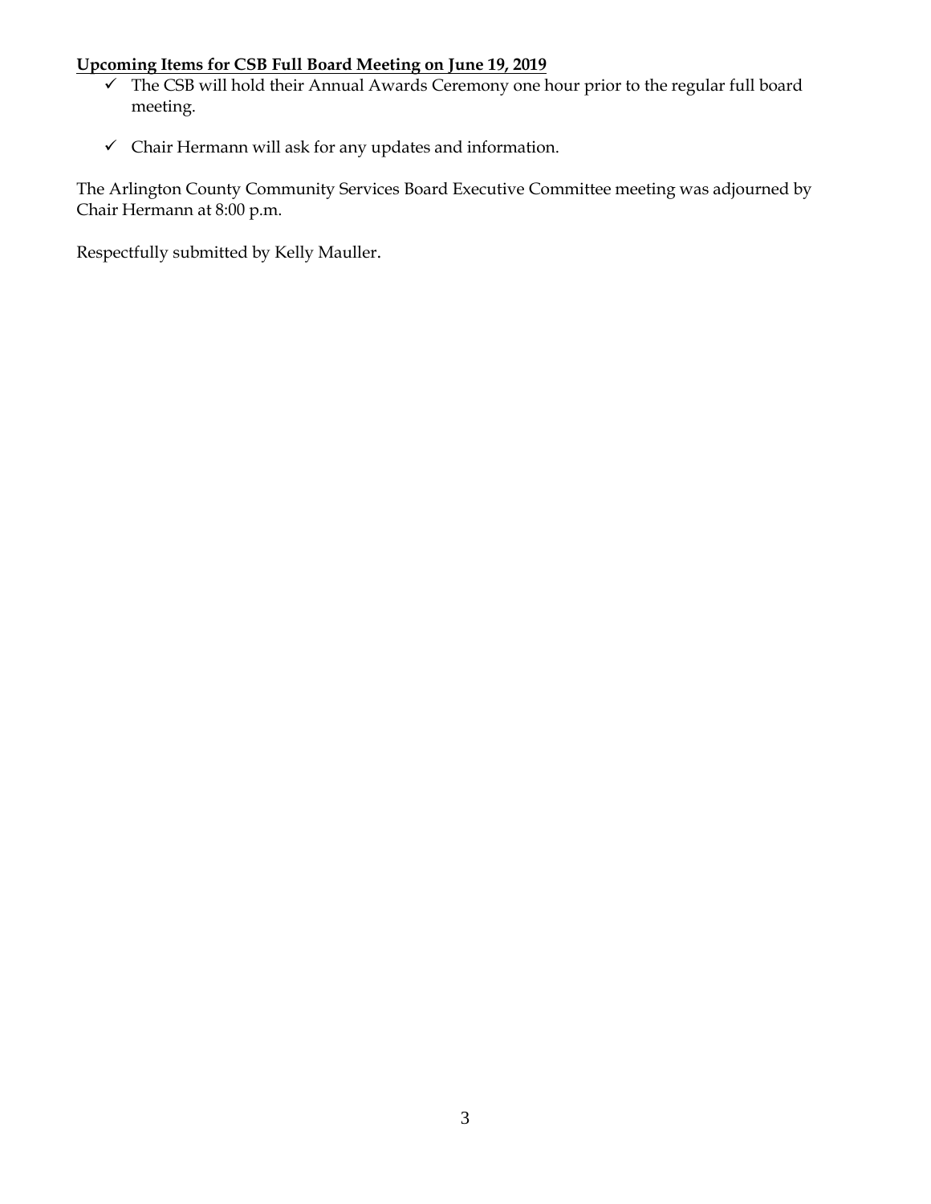**Upcoming Items for CSB Full Board Meeting on June 19, 2019**

- ✓ The CSB will hold their Annual Awards Ceremony one hour prior to the regular full board meeting.
- ✓ Chair Hermann will ask for any updates and information.

The Arlington County Community Services Board Executive Committee meeting was adjourned by Chair Hermann at 8:00 p.m.

Respectfully submitted by Kelly Mauller.